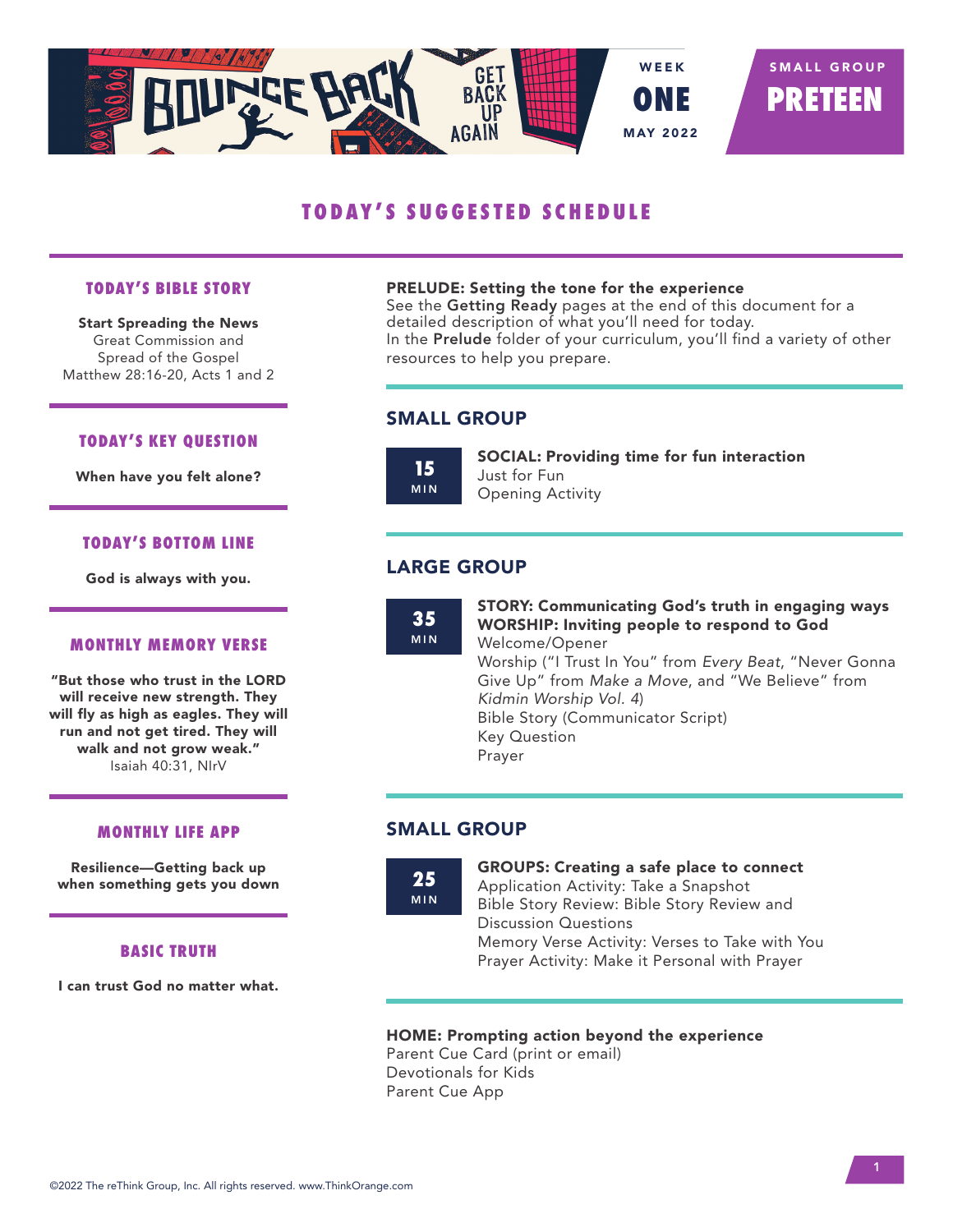BOUNCE BACK — GET BACK UP AGAIN

WEEK **ONE** MAY 2022

SMALL GROUP **PRETEEN**

# TODAY'S SUGGESTED SCHEDULE

### TODAY'S BIBLE STORY

**Start Spreading the News**
Great Commission and Spread of the Gospel
Matthew 28:16-20, Acts 1 and 2

### TODAY'S KEY QUESTION

**When have you felt alone?**

### TODAY'S BOTTOM LINE

**God is always with you.**

### MONTHLY MEMORY VERSE

**"But those who trust in the LORD will receive new strength. They will fly as high as eagles. They will run and not get tired. They will walk and not grow weak."**
Isaiah 40:31, NIrV

### MONTHLY LIFE APP

**Resilience—Getting back up when something gets you down**

### BASIC TRUTH

**I can trust God no matter what.**

**PRELUDE: Setting the tone for the experience**
See the **Getting Ready** pages at the end of this document for a detailed description of what you'll need for today.
In the **Prelude** folder of your curriculum, you'll find a variety of other resources to help you prepare.

## SMALL GROUP

**15 MIN**

**SOCIAL: Providing time for fun interaction**
Just for Fun
Opening Activity

## LARGE GROUP

**35 MIN**

**STORY: Communicating God's truth in engaging ways**
**WORSHIP: Inviting people to respond to God**
Welcome/Opener
Worship ("I Trust In You" from *Every Beat*, "Never Gonna Give Up" from *Make a Move*, and "We Believe" from *Kidmin Worship Vol. 4*)
Bible Story (Communicator Script)
Key Question
Prayer

## SMALL GROUP

**25 MIN**

**GROUPS: Creating a safe place to connect**
Application Activity: Take a Snapshot
Bible Story Review: Bible Story Review and Discussion Questions
Memory Verse Activity: Verses to Take with You
Prayer Activity: Make it Personal with Prayer

**HOME: Prompting action beyond the experience**
Parent Cue Card (print or email)
Devotionals for Kids
Parent Cue App

©2022 The reThink Group, Inc. All rights reserved. www.ThinkOrange.com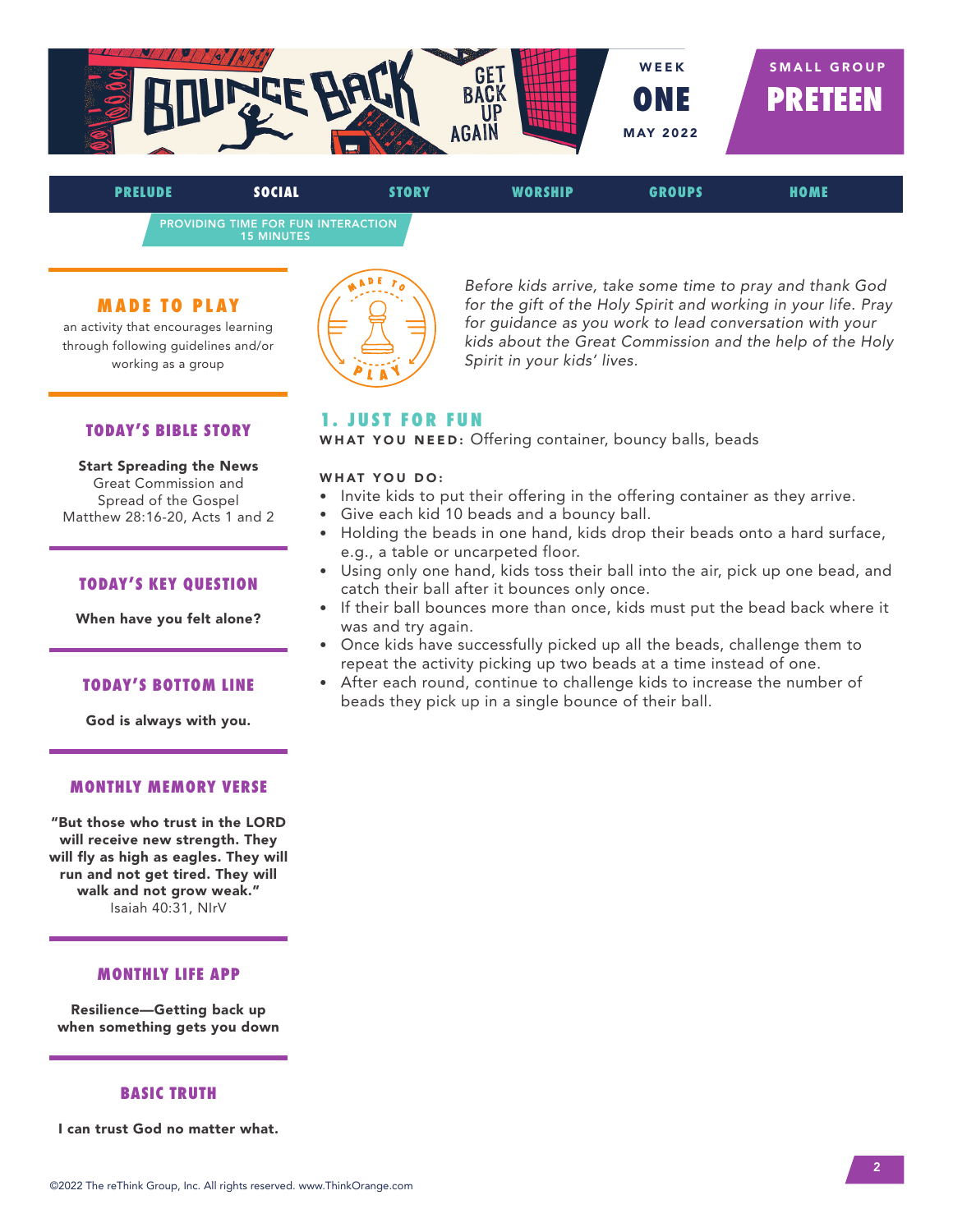# BOUNCE BACK — GET BACK UP AGAIN

WEEK **ONE** MAY 2022

SMALL GROUP **PRETEEN**

PRELUDE | **SOCIAL** | STORY | WORSHIP | GROUPS | HOME

PROVIDING TIME FOR FUN INTERACTION
15 MINUTES

### MADE TO PLAY

an activity that encourages learning through following guidelines and/or working as a group

### TODAY'S BIBLE STORY

**Start Spreading the News**
Great Commission and Spread of the Gospel
Matthew 28:16-20, Acts 1 and 2

### TODAY'S KEY QUESTION

**When have you felt alone?**

### TODAY'S BOTTOM LINE

**God is always with you.**

### MONTHLY MEMORY VERSE

**"But those who trust in the LORD will receive new strength. They will fly as high as eagles. They will run and not get tired. They will walk and not grow weak."**
Isaiah 40:31, NIrV

### MONTHLY LIFE APP

**Resilience—Getting back up when something gets you down**

### BASIC TRUTH

**I can trust God no matter what.**

*Before kids arrive, take some time to pray and thank God for the gift of the Holy Spirit and working in your life. Pray for guidance as you work to lead conversation with your kids about the Great Commission and the help of the Holy Spirit in your kids' lives.*

## 1. JUST FOR FUN

**WHAT YOU NEED:** Offering container, bouncy balls, beads

**WHAT YOU DO:**

- Invite kids to put their offering in the offering container as they arrive.
- Give each kid 10 beads and a bouncy ball.
- Holding the beads in one hand, kids drop their beads onto a hard surface, e.g., a table or uncarpeted floor.
- Using only one hand, kids toss their ball into the air, pick up one bead, and catch their ball after it bounces only once.
- If their ball bounces more than once, kids must put the bead back where it was and try again.
- Once kids have successfully picked up all the beads, challenge them to repeat the activity picking up two beads at a time instead of one.
- After each round, continue to challenge kids to increase the number of beads they pick up in a single bounce of their ball.

©2022 The reThink Group, Inc. All rights reserved. www.ThinkOrange.com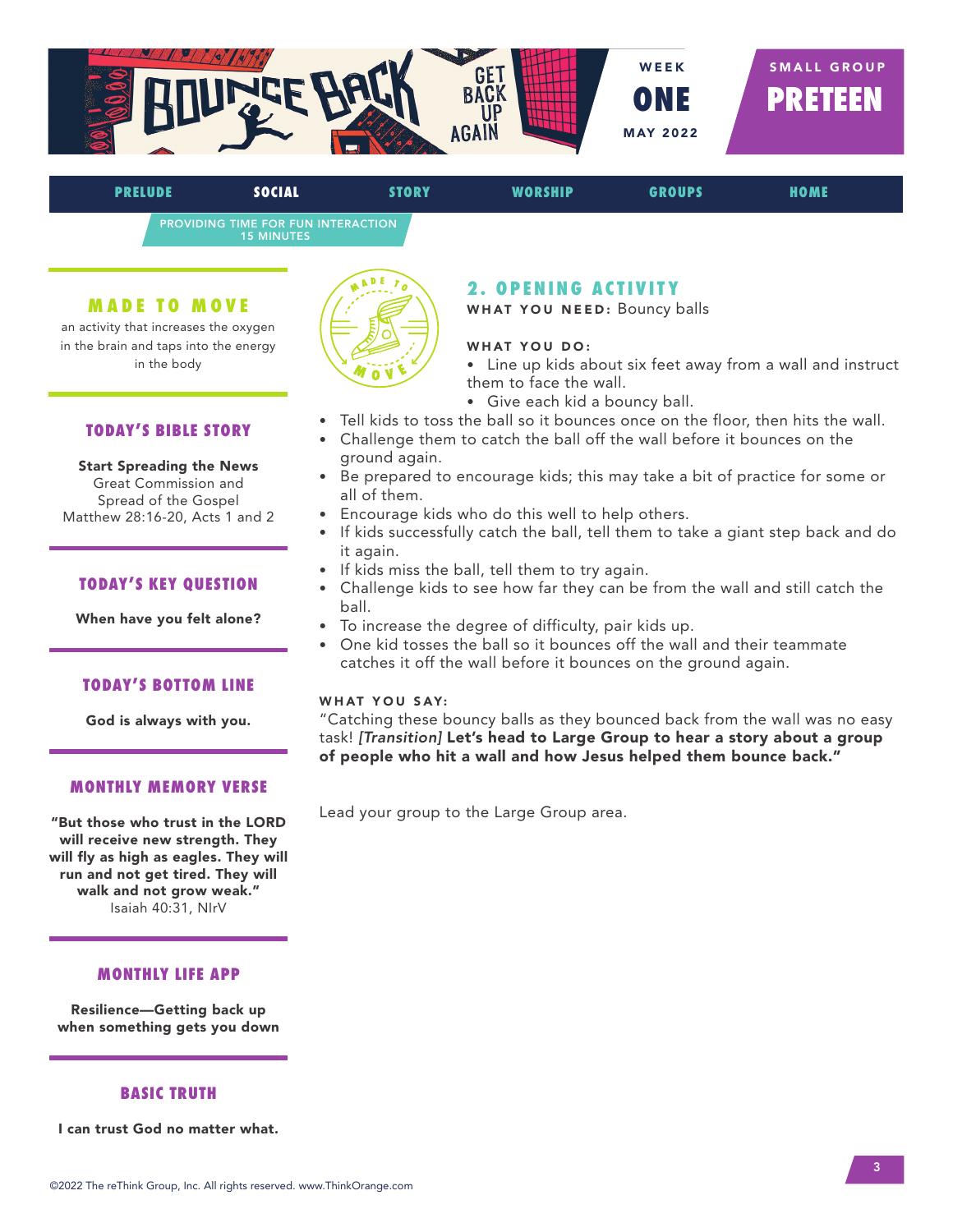BOUNCE BACK — GET BACK UP AGAIN

WEEK **ONE** MAY 2022

SMALL GROUP **PRETEEN**

PRELUDE | **SOCIAL** | STORY | WORSHIP | GROUPS | HOME

PROVIDING TIME FOR FUN INTERACTION
15 MINUTES

### MADE TO MOVE

an activity that increases the oxygen in the brain and taps into the energy in the body

### TODAY'S BIBLE STORY

**Start Spreading the News**
Great Commission and Spread of the Gospel
Matthew 28:16-20, Acts 1 and 2

### TODAY'S KEY QUESTION

**When have you felt alone?**

### TODAY'S BOTTOM LINE

**God is always with you.**

### MONTHLY MEMORY VERSE

**"But those who trust in the LORD will receive new strength. They will fly as high as eagles. They will run and not get tired. They will walk and not grow weak."**
Isaiah 40:31, NIrV

### MONTHLY LIFE APP

**Resilience—Getting back up when something gets you down**

### BASIC TRUTH

**I can trust God no matter what.**

## 2. OPENING ACTIVITY

**WHAT YOU NEED:** Bouncy balls

**WHAT YOU DO:**

- Line up kids about six feet away from a wall and instruct them to face the wall.
- Give each kid a bouncy ball.
- Tell kids to toss the ball so it bounces once on the floor, then hits the wall.
- Challenge them to catch the ball off the wall before it bounces on the ground again.
- Be prepared to encourage kids; this may take a bit of practice for some or all of them.
- Encourage kids who do this well to help others.
- If kids successfully catch the ball, tell them to take a giant step back and do it again.
- If kids miss the ball, tell them to try again.
- Challenge kids to see how far they can be from the wall and still catch the ball.
- To increase the degree of difficulty, pair kids up.
- One kid tosses the ball so it bounces off the wall and their teammate catches it off the wall before it bounces on the ground again.

**WHAT YOU SAY:**

"Catching these bouncy balls as they bounced back from the wall was no easy task! *[Transition]* **Let's head to Large Group to hear a story about a group of people who hit a wall and how Jesus helped them bounce back."**

Lead your group to the Large Group area.

©2022 The reThink Group, Inc. All rights reserved. www.ThinkOrange.com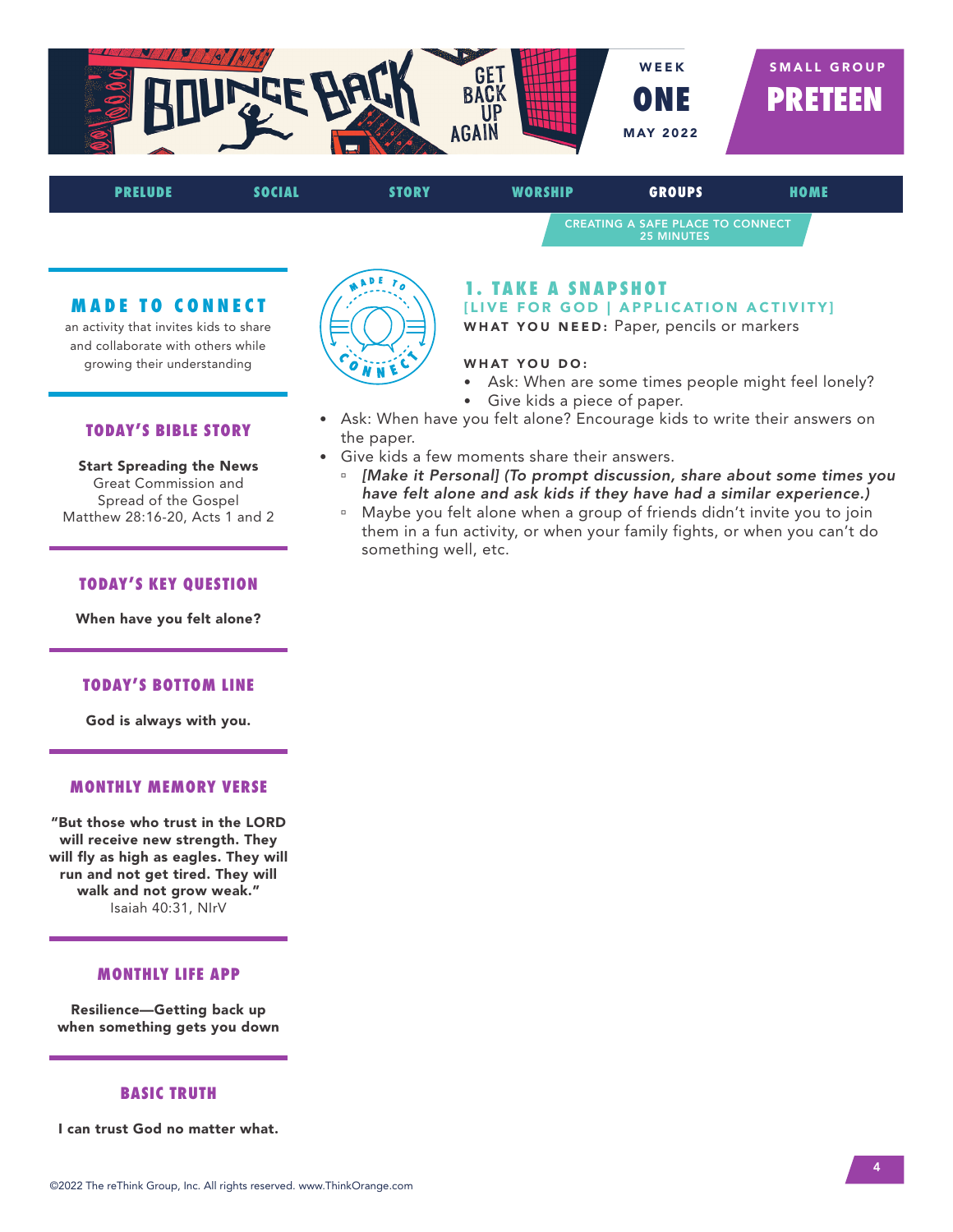BOUNCE BACK — GET BACK UP AGAIN

WEEK **ONE** MAY 2022

SMALL GROUP **PRETEEN**

PRELUDE | SOCIAL | STORY | WORSHIP | GROUPS | HOME

CREATING A SAFE PLACE TO CONNECT
25 MINUTES

### MADE TO CONNECT

an activity that invites kids to share and collaborate with others while growing their understanding

### TODAY'S BIBLE STORY

**Start Spreading the News**
Great Commission and Spread of the Gospel
Matthew 28:16-20, Acts 1 and 2

### TODAY'S KEY QUESTION

**When have you felt alone?**

### TODAY'S BOTTOM LINE

**God is always with you.**

### MONTHLY MEMORY VERSE

**"But those who trust in the LORD will receive new strength. They will fly as high as eagles. They will run and not get tired. They will walk and not grow weak."**
Isaiah 40:31, NIrV

### MONTHLY LIFE APP

**Resilience—Getting back up when something gets you down**

### BASIC TRUTH

**I can trust God no matter what.**

## 1. TAKE A SNAPSHOT

[LIVE FOR GOD | APPLICATION ACTIVITY]

**WHAT YOU NEED:** Paper, pencils or markers

**WHAT YOU DO:**

- Ask: When are some times people might feel lonely?
- Give kids a piece of paper.
- Ask: When have you felt alone? Encourage kids to write their answers on the paper.
- Give kids a few moments share their answers.
  - ***[Make it Personal]** (To prompt discussion, share about some times you have felt alone and ask kids if they have had a similar experience.)*
  - Maybe you felt alone when a group of friends didn't invite you to join them in a fun activity, or when your family fights, or when you can't do something well, etc.

©2022 The reThink Group, Inc. All rights reserved. www.ThinkOrange.com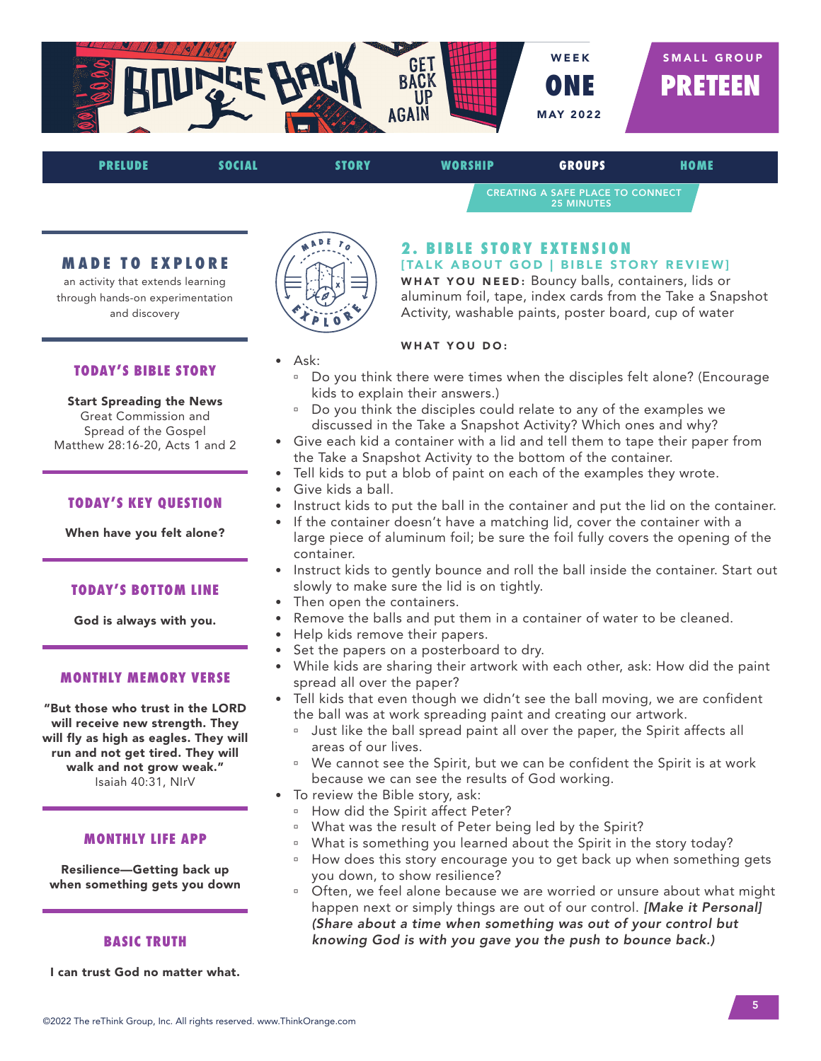BOUNCE BACK — GET BACK UP AGAIN

WEEK **ONE** MAY 2022

SMALL GROUP **PRETEEN**

PRELUDE | SOCIAL | STORY | WORSHIP | **GROUPS** | HOME

CREATING A SAFE PLACE TO CONNECT
25 MINUTES

### MADE TO EXPLORE

an activity that extends learning through hands-on experimentation and discovery

### TODAY'S BIBLE STORY

**Start Spreading the News**
Great Commission and Spread of the Gospel
Matthew 28:16-20, Acts 1 and 2

### TODAY'S KEY QUESTION

**When have you felt alone?**

### TODAY'S BOTTOM LINE

**God is always with you.**

### MONTHLY MEMORY VERSE

**"But those who trust in the LORD will receive new strength. They will fly as high as eagles. They will run and not get tired. They will walk and not grow weak."**
Isaiah 40:31, NIrV

### MONTHLY LIFE APP

**Resilience—Getting back up when something gets you down**

### BASIC TRUTH

**I can trust God no matter what.**

## 2. BIBLE STORY EXTENSION

**[TALK ABOUT GOD | BIBLE STORY REVIEW]**

**WHAT YOU NEED:** Bouncy balls, containers, lids or aluminum foil, tape, index cards from the Take a Snapshot Activity, washable paints, poster board, cup of water

**WHAT YOU DO:**

- Ask:
  - Do you think there were times when the disciples felt alone? (Encourage kids to explain their answers.)
  - Do you think the disciples could relate to any of the examples we discussed in the Take a Snapshot Activity? Which ones and why?
- Give each kid a container with a lid and tell them to tape their paper from the Take a Snapshot Activity to the bottom of the container.
- Tell kids to put a blob of paint on each of the examples they wrote.
- Give kids a ball.
- Instruct kids to put the ball in the container and put the lid on the container.
- If the container doesn't have a matching lid, cover the container with a large piece of aluminum foil; be sure the foil fully covers the opening of the container.
- Instruct kids to gently bounce and roll the ball inside the container. Start out slowly to make sure the lid is on tightly.
- Then open the containers.
- Remove the balls and put them in a container of water to be cleaned.
- Help kids remove their papers.
- Set the papers on a posterboard to dry.
- While kids are sharing their artwork with each other, ask: How did the paint spread all over the paper?
- Tell kids that even though we didn't see the ball moving, we are confident the ball was at work spreading paint and creating our artwork.
  - Just like the ball spread paint all over the paper, the Spirit affects all areas of our lives.
  - We cannot see the Spirit, but we can be confident the Spirit is at work because we can see the results of God working.
- To review the Bible story, ask:
  - How did the Spirit affect Peter?
  - What was the result of Peter being led by the Spirit?
  - What is something you learned about the Spirit in the story today?
  - How does this story encourage you to get back up when something gets you down, to show resilience?
  - Often, we feel alone because we are worried or unsure about what might happen next or simply things are out of our control. ***[Make it Personal]*** *(Share about a time when something was out of your control but knowing God is with you gave you the push to bounce back.)*

©2022 The reThink Group, Inc. All rights reserved. www.ThinkOrange.com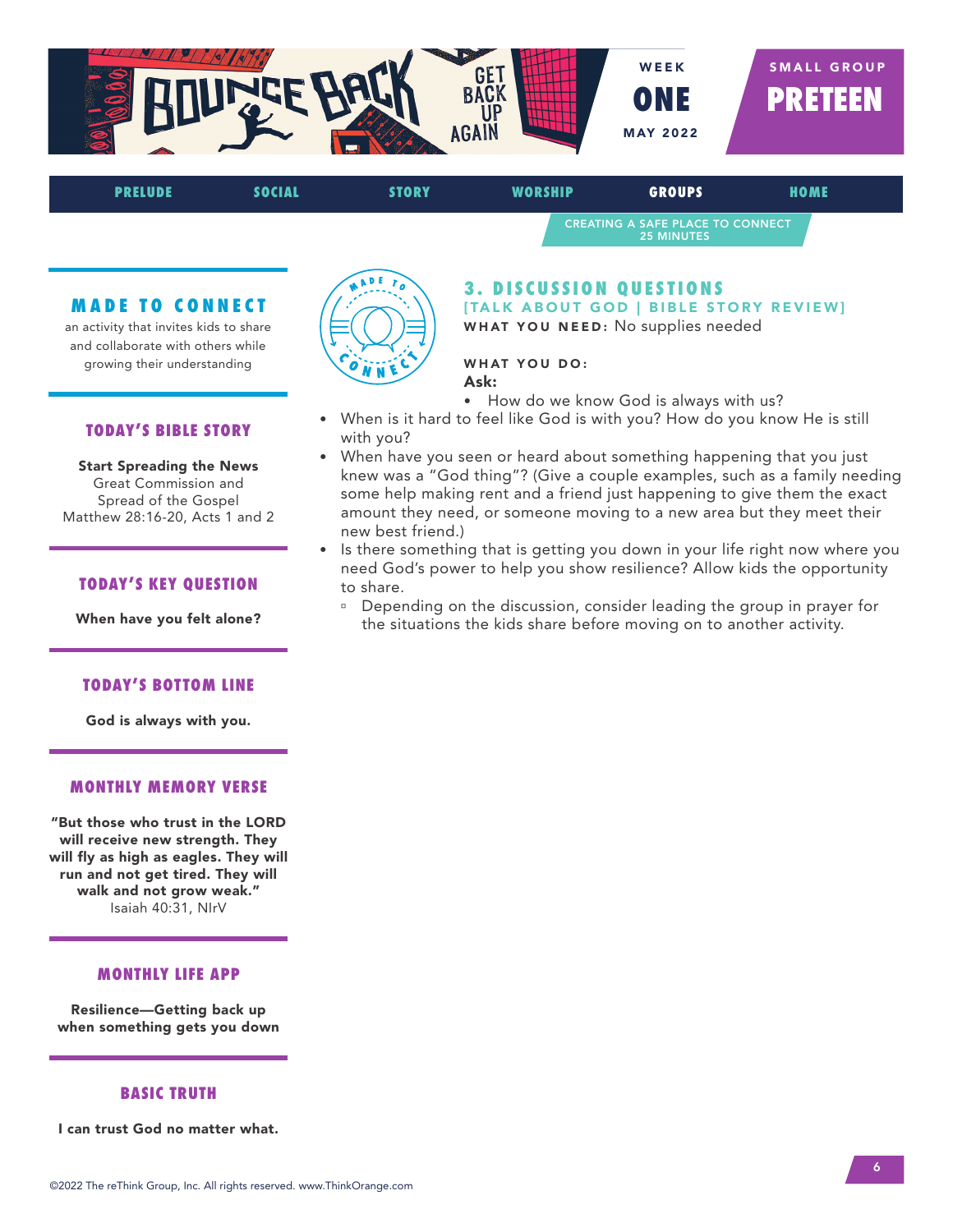BOUNCE BACK — GET BACK UP AGAIN

WEEK **ONE** MAY 2022

SMALL GROUP **PRETEEN**

PRELUDE | SOCIAL | STORY | WORSHIP | **GROUPS** | HOME

CREATING A SAFE PLACE TO CONNECT
25 MINUTES

## MADE TO CONNECT

an activity that invites kids to share and collaborate with others while growing their understanding

### TODAY'S BIBLE STORY

**Start Spreading the News**
Great Commission and Spread of the Gospel
Matthew 28:16-20, Acts 1 and 2

### TODAY'S KEY QUESTION

**When have you felt alone?**

### TODAY'S BOTTOM LINE

**God is always with you.**

### MONTHLY MEMORY VERSE

**"But those who trust in the LORD will receive new strength. They will fly as high as eagles. They will run and not get tired. They will walk and not grow weak."**
Isaiah 40:31, NIrV

### MONTHLY LIFE APP

**Resilience—Getting back up when something gets you down**

### BASIC TRUTH

**I can trust God no matter what.**

## 3. DISCUSSION QUESTIONS

**[TALK ABOUT GOD | BIBLE STORY REVIEW]**

**WHAT YOU NEED:** No supplies needed

**WHAT YOU DO:**

**Ask:**

- How do we know God is always with us?
- When is it hard to feel like God is with you? How do you know He is still with you?
- When have you seen or heard about something happening that you just knew was a "God thing"? (Give a couple examples, such as a family needing some help making rent and a friend just happening to give them the exact amount they need, or someone moving to a new area but they meet their new best friend.)
- Is there something that is getting you down in your life right now where you need God's power to help you show resilience? Allow kids the opportunity to share.
  - Depending on the discussion, consider leading the group in prayer for the situations the kids share before moving on to another activity.

©2022 The reThink Group, Inc. All rights reserved. www.ThinkOrange.com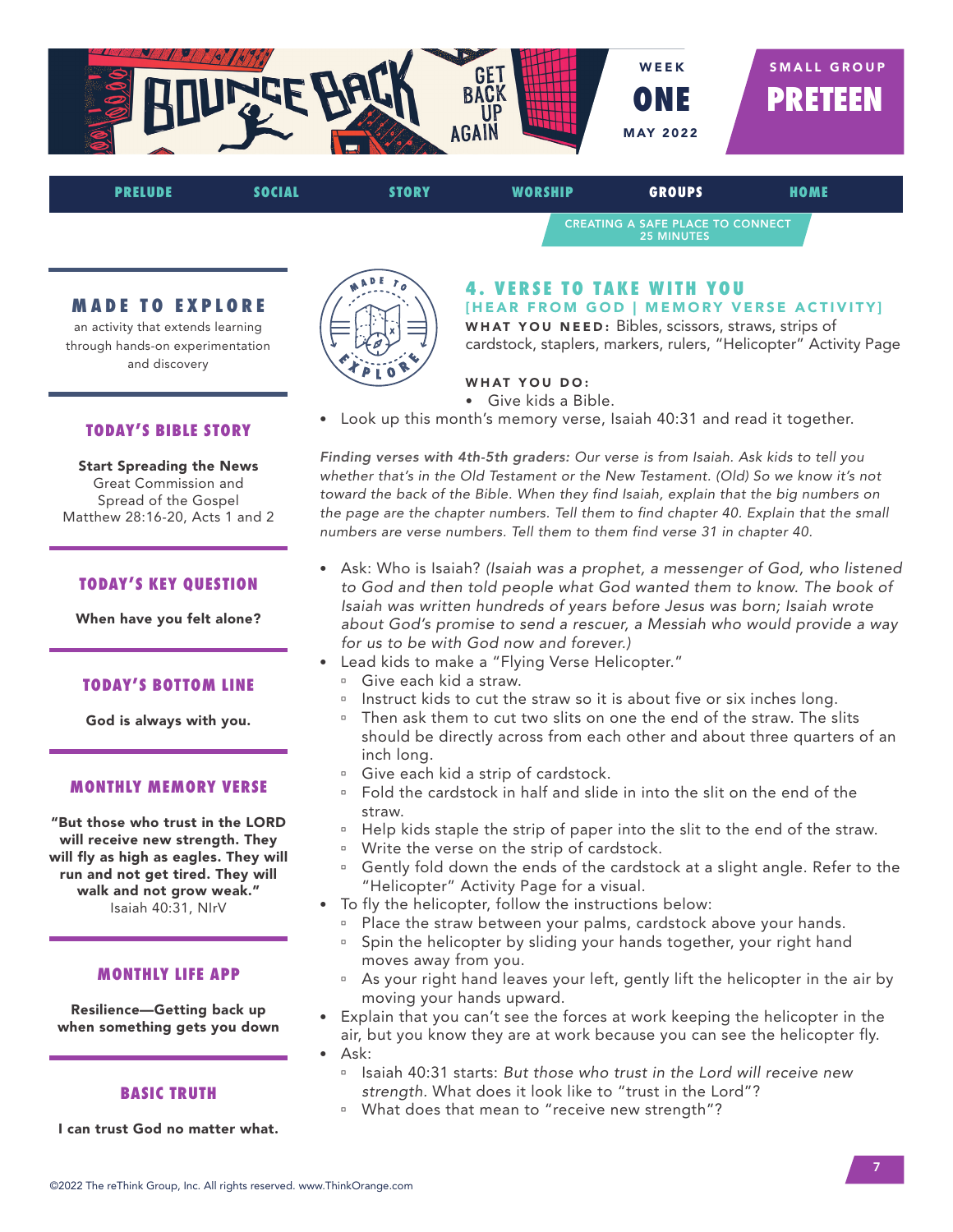BOUNCE BACK — GET BACK UP AGAIN

WEEK ONE
MAY 2022

SMALL GROUP
**PRETEEN**

PRELUDE | SOCIAL | STORY | WORSHIP | **GROUPS** | HOME

CREATING A SAFE PLACE TO CONNECT
25 MINUTES

## 4. VERSE TO TAKE WITH YOU
### [HEAR FROM GOD | MEMORY VERSE ACTIVITY]

**WHAT YOU NEED:** Bibles, scissors, straws, strips of cardstock, staplers, markers, rulers, "Helicopter" Activity Page

**WHAT YOU DO:**

- Give kids a Bible.
- Look up this month's memory verse, Isaiah 40:31 and read it together.

*Finding verses with 4th-5th graders: Our verse is from Isaiah. Ask kids to tell you whether that's in the Old Testament or the New Testament. (Old) So we know it's not toward the back of the Bible. When they find Isaiah, explain that the big numbers on the page are the chapter numbers. Tell them to find chapter 40. Explain that the small numbers are verse numbers. Tell them to them find verse 31 in chapter 40.*

- Ask: Who is Isaiah? *(Isaiah was a prophet, a messenger of God, who listened to God and then told people what God wanted them to know. The book of Isaiah was written hundreds of years before Jesus was born; Isaiah wrote about God's promise to send a rescuer, a Messiah who would provide a way for us to be with God now and forever.)*
- Lead kids to make a "Flying Verse Helicopter."
  - Give each kid a straw.
  - Instruct kids to cut the straw so it is about five or six inches long.
  - Then ask them to cut two slits on one the end of the straw. The slits should be directly across from each other and about three quarters of an inch long.
  - Give each kid a strip of cardstock.
  - Fold the cardstock in half and slide in into the slit on the end of the straw.
  - Help kids staple the strip of paper into the slit to the end of the straw.
  - Write the verse on the strip of cardstock.
  - Gently fold down the ends of the cardstock at a slight angle. Refer to the "Helicopter" Activity Page for a visual.
- To fly the helicopter, follow the instructions below:
  - Place the straw between your palms, cardstock above your hands.
  - Spin the helicopter by sliding your hands together, your right hand moves away from you.
  - As your right hand leaves your left, gently lift the helicopter in the air by moving your hands upward.
- Explain that you can't see the forces at work keeping the helicopter in the air, but you know they are at work because you can see the helicopter fly.
- Ask:
  - Isaiah 40:31 starts: *But those who trust in the Lord will receive new strength.* What does it look like to "trust in the Lord"?
  - What does that mean to "receive new strength"?

---

### MADE TO EXPLORE

an activity that extends learning through hands-on experimentation and discovery

### TODAY'S BIBLE STORY

**Start Spreading the News**
Great Commission and Spread of the Gospel
Matthew 28:16-20, Acts 1 and 2

### TODAY'S KEY QUESTION

**When have you felt alone?**

### TODAY'S BOTTOM LINE

**God is always with you.**

### MONTHLY MEMORY VERSE

**"But those who trust in the LORD will receive new strength. They will fly as high as eagles. They will run and not get tired. They will walk and not grow weak."**
Isaiah 40:31, NIrV

### MONTHLY LIFE APP

**Resilience—Getting back up when something gets you down**

### BASIC TRUTH

**I can trust God no matter what.**

©2022 The reThink Group, Inc. All rights reserved. www.ThinkOrange.com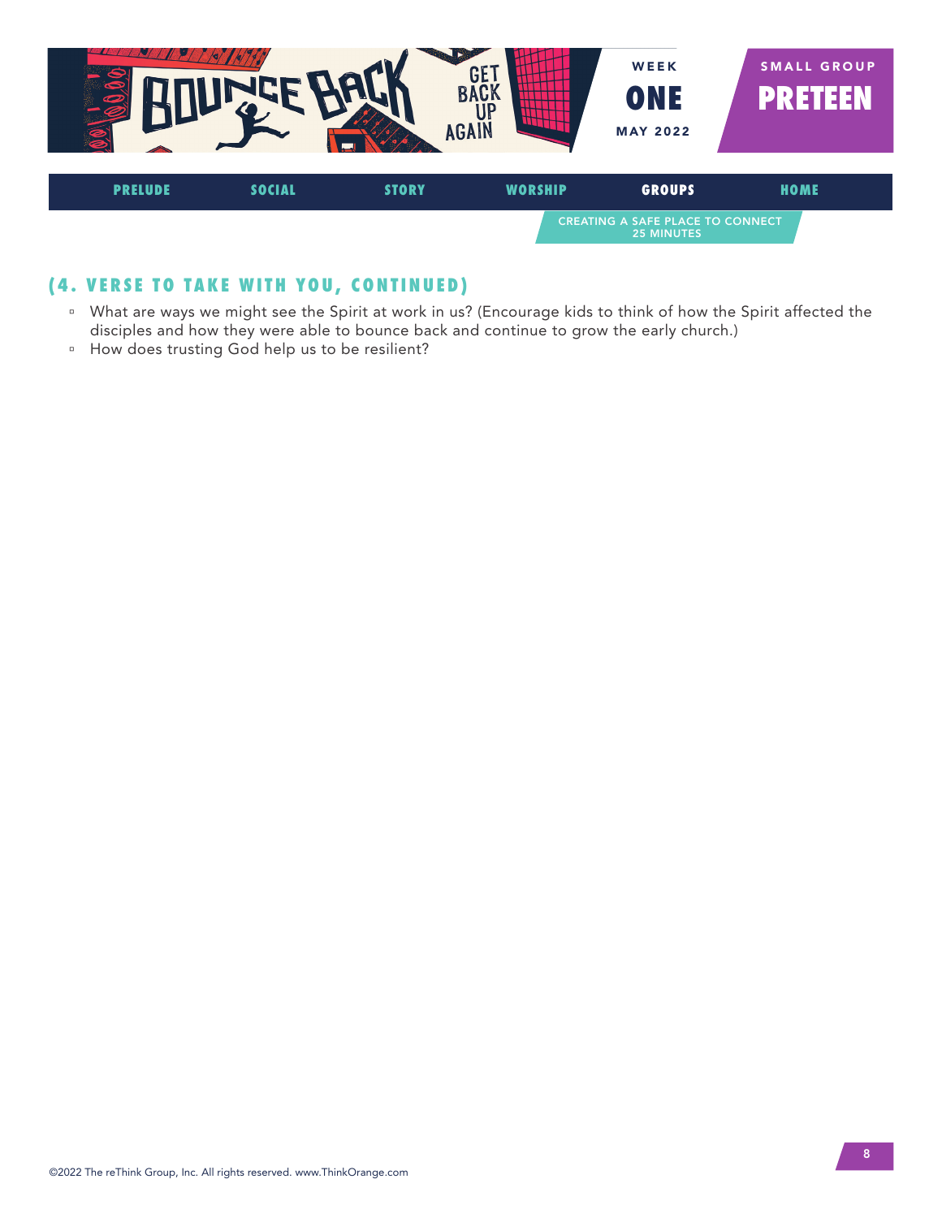## (4. VERSE TO TAKE WITH YOU, CONTINUED)

- What are ways we might see the Spirit at work in us? (Encourage kids to think of how the Spirit affected the disciples and how they were able to bounce back and continue to grow the early church.)
- How does trusting God help us to be resilient?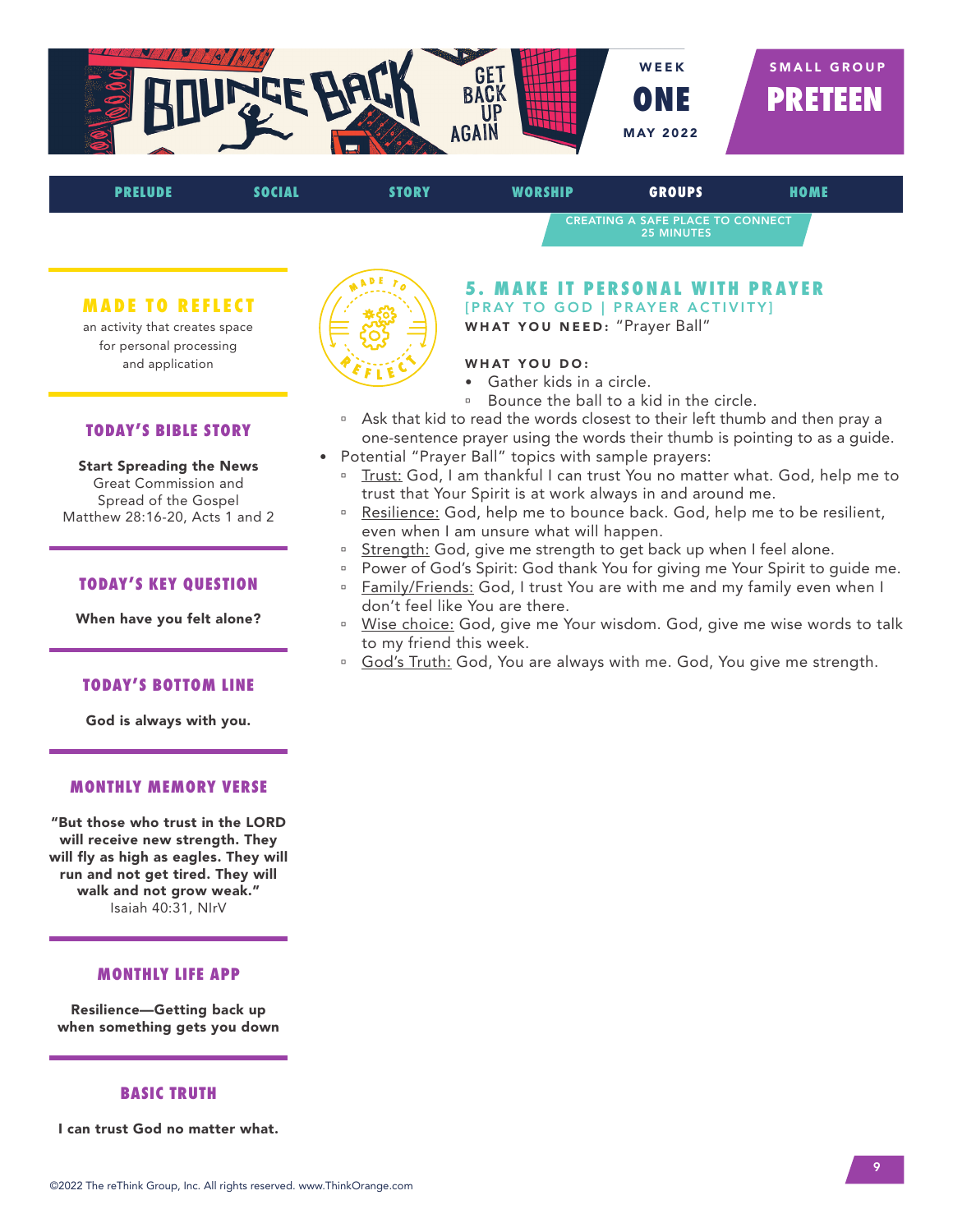BOUNCE BACK — GET BACK UP AGAIN

WEEK **ONE** MAY 2022

SMALL GROUP **PRETEEN**

PRELUDE | SOCIAL | STORY | WORSHIP | GROUPS | HOME

CREATING A SAFE PLACE TO CONNECT
25 MINUTES

### MADE TO REFLECT

an activity that creates space for personal processing and application

### TODAY'S BIBLE STORY

**Start Spreading the News**
Great Commission and Spread of the Gospel
Matthew 28:16-20, Acts 1 and 2

### TODAY'S KEY QUESTION

**When have you felt alone?**

### TODAY'S BOTTOM LINE

**God is always with you.**

### MONTHLY MEMORY VERSE

**"But those who trust in the LORD will receive new strength. They will fly as high as eagles. They will run and not get tired. They will walk and not grow weak."**
Isaiah 40:31, NIrV

### MONTHLY LIFE APP

**Resilience—Getting back up when something gets you down**

### BASIC TRUTH

**I can trust God no matter what.**

## 5. MAKE IT PERSONAL WITH PRAYER

[PRAY TO GOD | PRAYER ACTIVITY]

**WHAT YOU NEED:** "Prayer Ball"

**WHAT YOU DO:**

- Gather kids in a circle.
    - Bounce the ball to a kid in the circle.
    - Ask that kid to read the words closest to their left thumb and then pray a one-sentence prayer using the words their thumb is pointing to as a guide.
- Potential "Prayer Ball" topics with sample prayers:
    - Trust: God, I am thankful I can trust You no matter what. God, help me to trust that Your Spirit is at work always in and around me.
    - Resilience: God, help me to bounce back. God, help me to be resilient, even when I am unsure what will happen.
    - Strength: God, give me strength to get back up when I feel alone.
    - Power of God's Spirit: God thank You for giving me Your Spirit to guide me.
    - Family/Friends: God, I trust You are with me and my family even when I don't feel like You are there.
    - Wise choice: God, give me Your wisdom. God, give me wise words to talk to my friend this week.
    - God's Truth: God, You are always with me. God, You give me strength.

©2022 The reThink Group, Inc. All rights reserved. www.ThinkOrange.com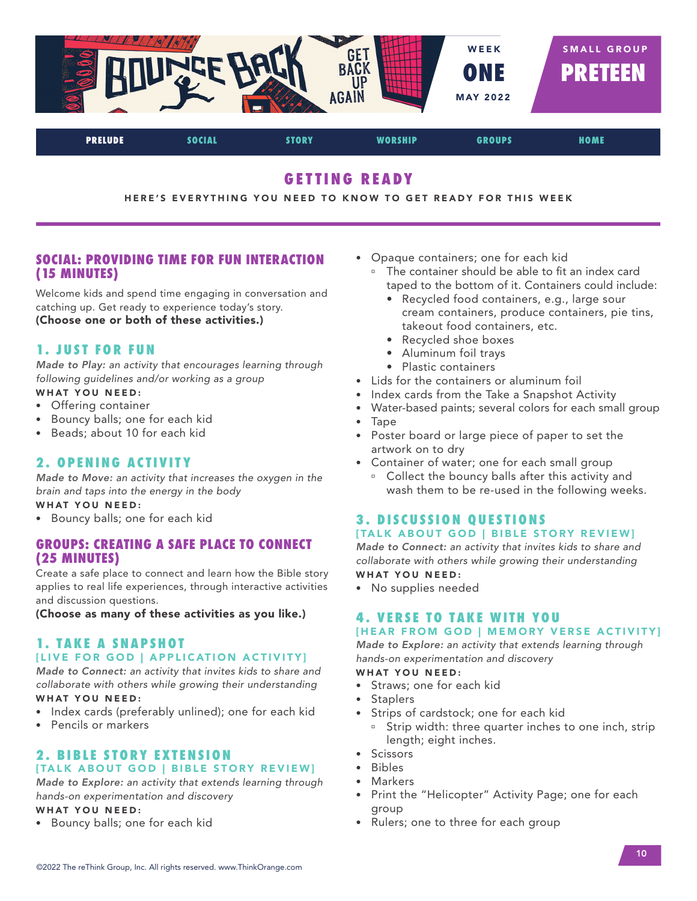BOUNCE BACK — GET BACK UP AGAIN

WEEK **ONE** MAY 2022

SMALL GROUP **PRETEEN**

PRELUDE | SOCIAL | STORY | WORSHIP | GROUPS | HOME

# GETTING READY

HERE'S EVERYTHING YOU NEED TO KNOW TO GET READY FOR THIS WEEK

## SOCIAL: PROVIDING TIME FOR FUN INTERACTION (15 MINUTES)

Welcome kids and spend time engaging in conversation and catching up. Get ready to experience today's story.
**(Choose one or both of these activities.)**

### 1. JUST FOR FUN

*Made to Play: an activity that encourages learning through following guidelines and/or working as a group*

**WHAT YOU NEED:**

- Offering container
- Bouncy balls; one for each kid
- Beads; about 10 for each kid

### 2. OPENING ACTIVITY

*Made to Move: an activity that increases the oxygen in the brain and taps into the energy in the body*

**WHAT YOU NEED:**

- Bouncy balls; one for each kid

## GROUPS: CREATING A SAFE PLACE TO CONNECT (25 MINUTES)

Create a safe place to connect and learn how the Bible story applies to real life experiences, through interactive activities and discussion questions.
**(Choose as many of these activities as you like.)**

### 1. TAKE A SNAPSHOT

[LIVE FOR GOD | APPLICATION ACTIVITY]

*Made to Connect: an activity that invites kids to share and collaborate with others while growing their understanding*

**WHAT YOU NEED:**

- Index cards (preferably unlined); one for each kid
- Pencils or markers

### 2. BIBLE STORY EXTENSION

[TALK ABOUT GOD | BIBLE STORY REVIEW]

*Made to Explore: an activity that extends learning through hands-on experimentation and discovery*

**WHAT YOU NEED:**

- Bouncy balls; one for each kid
- Opaque containers; one for each kid
  - The container should be able to fit an index card taped to the bottom of it. Containers could include:
    - Recycled food containers, e.g., large sour cream containers, produce containers, pie tins, takeout food containers, etc.
    - Recycled shoe boxes
    - Aluminum foil trays
    - Plastic containers
- Lids for the containers or aluminum foil
- Index cards from the Take a Snapshot Activity
- Water-based paints; several colors for each small group
- Tape
- Poster board or large piece of paper to set the artwork on to dry
- Container of water; one for each small group
  - Collect the bouncy balls after this activity and wash them to be re-used in the following weeks.

### 3. DISCUSSION QUESTIONS

[TALK ABOUT GOD | BIBLE STORY REVIEW]

*Made to Connect: an activity that invites kids to share and collaborate with others while growing their understanding*

**WHAT YOU NEED:**

- No supplies needed

### 4. VERSE TO TAKE WITH YOU

[HEAR FROM GOD | MEMORY VERSE ACTIVITY]

*Made to Explore: an activity that extends learning through hands-on experimentation and discovery*

**WHAT YOU NEED:**

- Straws; one for each kid
- Staplers
- Strips of cardstock; one for each kid
  - Strip width: three quarter inches to one inch, strip length; eight inches.
- Scissors
- Bibles
- Markers
- Print the "Helicopter" Activity Page; one for each group
- Rulers; one to three for each group

©2022 The reThink Group, Inc. All rights reserved. www.ThinkOrange.com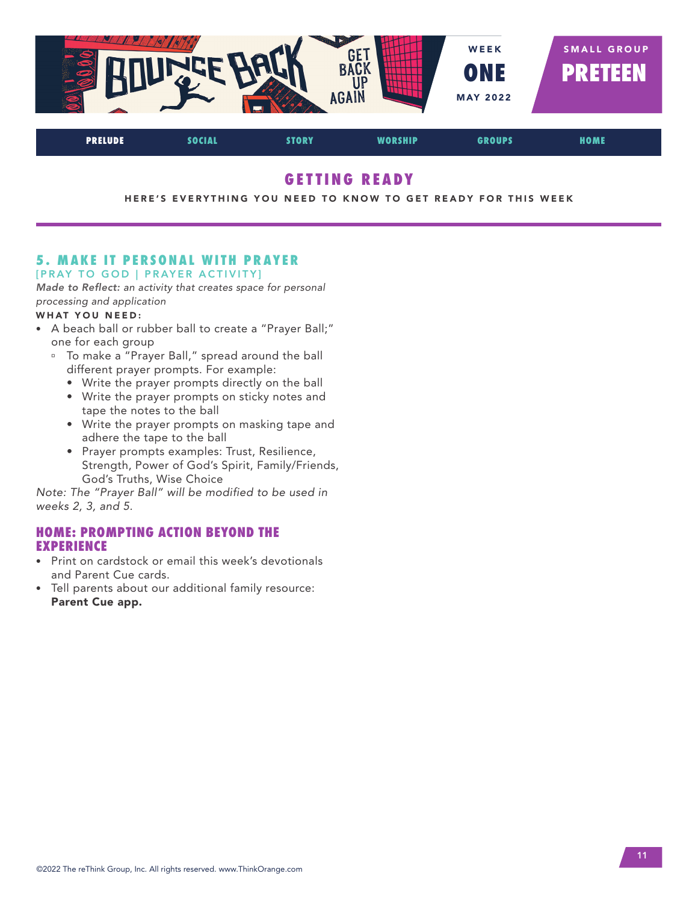# GETTING READY

HERE'S EVERYTHING YOU NEED TO KNOW TO GET READY FOR THIS WEEK

## 5. MAKE IT PERSONAL WITH PRAYER

[PRAY TO GOD | PRAYER ACTIVITY]

***Made to Reflect:*** *an activity that creates space for personal processing and application*

**WHAT YOU NEED:**

- A beach ball or rubber ball to create a "Prayer Ball;" one for each group
  - To make a "Prayer Ball," spread around the ball different prayer prompts. For example:
    - Write the prayer prompts directly on the ball
    - Write the prayer prompts on sticky notes and tape the notes to the ball
    - Write the prayer prompts on masking tape and adhere the tape to the ball
    - Prayer prompts examples: Trust, Resilience, Strength, Power of God's Spirit, Family/Friends, God's Truths, Wise Choice

*Note: The "Prayer Ball" will be modified to be used in weeks 2, 3, and 5.*

## HOME: PROMPTING ACTION BEYOND THE EXPERIENCE

- Print on cardstock or email this week's devotionals and Parent Cue cards.
- Tell parents about our additional family resource: **Parent Cue app.**